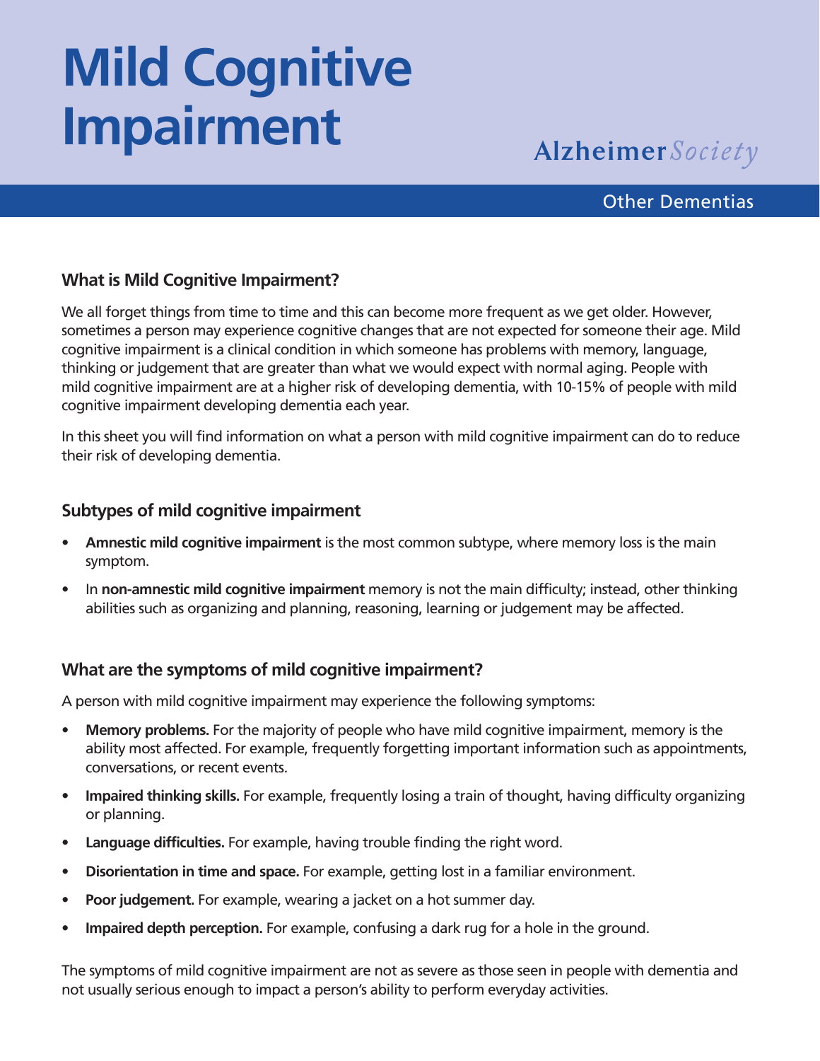# Mild Cognitive Impairment

Alzheimer Society

Other Dementias

## What is Mild Cognitive Impairment?

We all forget things from time to time and this can become more frequent as we get older. However, sometimes a person may experience cognitive changes that are not expected for someone their age. Mild cognitive impairment is a clinical condition in which someone has problems with memory, language, thinking or judgement that are greater than what we would expect with normal aging. People with mild cognitive impairment are at a higher risk of developing dementia, with 10-15% of people with mild cognitive impairment developing dementia each year.

In this sheet you will find information on what a person with mild cognitive impairment can do to reduce their risk of developing dementia.

## Subtypes of mild cognitive impairment

- **Amnestic mild cognitive impairment** is the most common subtype, where memory loss is the main symptom.
- In **non-amnestic mild cognitive impairment** memory is not the main difficulty; instead, other thinking abilities such as organizing and planning, reasoning, learning or judgement may be affected.

## What are the symptoms of mild cognitive impairment?

A person with mild cognitive impairment may experience the following symptoms:

- **Memory problems.** For the majority of people who have mild cognitive impairment, memory is the ability most affected. For example, frequently forgetting important information such as appointments, conversations, or recent events.
- **Impaired thinking skills.** For example, frequently losing a train of thought, having difficulty organizing or planning.
- **Language difficulties.** For example, having trouble finding the right word.
- **Disorientation in time and space.** For example, getting lost in a familiar environment.
- **Poor judgement.** For example, wearing a jacket on a hot summer day.
- **Impaired depth perception.** For example, confusing a dark rug for a hole in the ground.

The symptoms of mild cognitive impairment are not as severe as those seen in people with dementia and not usually serious enough to impact a person's ability to perform everyday activities.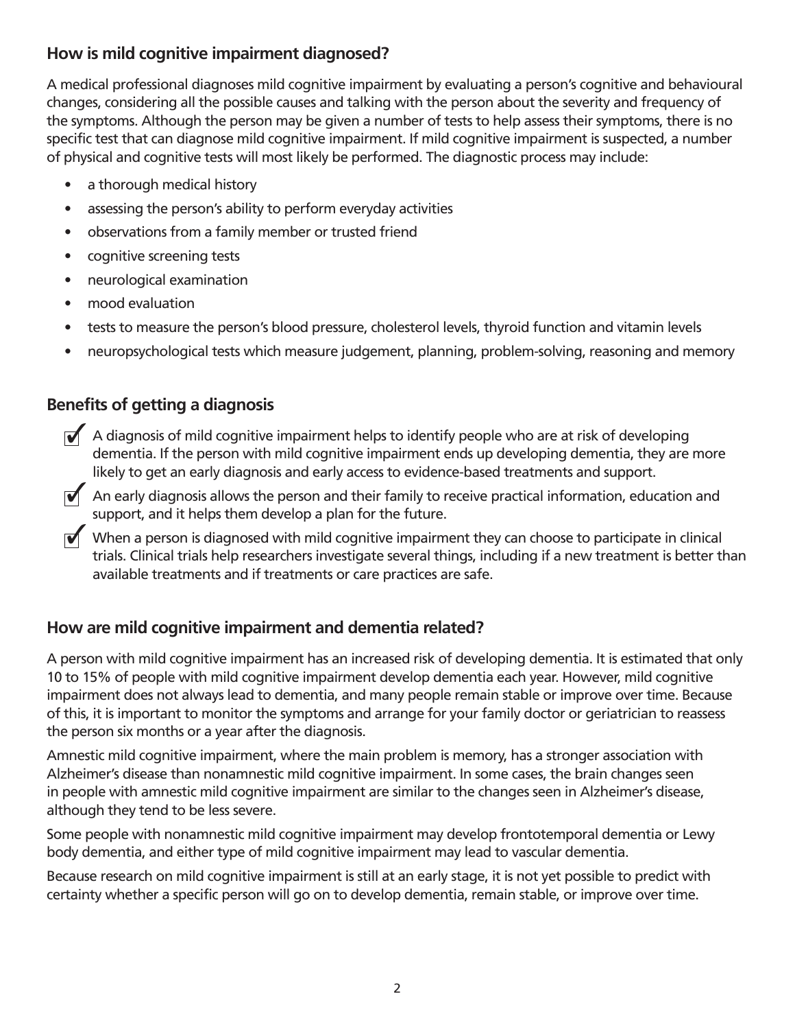## How is mild cognitive impairment diagnosed?

A medical professional diagnoses mild cognitive impairment by evaluating a person's cognitive and behavioural changes, considering all the possible causes and talking with the person about the severity and frequency of the symptoms. Although the person may be given a number of tests to help assess their symptoms, there is no specific test that can diagnose mild cognitive impairment. If mild cognitive impairment is suspected, a number of physical and cognitive tests will most likely be performed. The diagnostic process may include:

- a thorough medical history
- assessing the person's ability to perform everyday activities
- observations from a family member or trusted friend
- cognitive screening tests
- neurological examination
- mood evaluation
- tests to measure the person's blood pressure, cholesterol levels, thyroid function and vitamin levels
- neuropsychological tests which measure judgement, planning, problem-solving, reasoning and memory

## Benefits of getting a diagnosis

- ☑ A diagnosis of mild cognitive impairment helps to identify people who are at risk of developing dementia. If the person with mild cognitive impairment ends up developing dementia, they are more likely to get an early diagnosis and early access to evidence-based treatments and support.
- ☑ An early diagnosis allows the person and their family to receive practical information, education and support, and it helps them develop a plan for the future.
- ☑ When a person is diagnosed with mild cognitive impairment they can choose to participate in clinical trials. Clinical trials help researchers investigate several things, including if a new treatment is better than available treatments and if treatments or care practices are safe.

## How are mild cognitive impairment and dementia related?

A person with mild cognitive impairment has an increased risk of developing dementia. It is estimated that only 10 to 15% of people with mild cognitive impairment develop dementia each year. However, mild cognitive impairment does not always lead to dementia, and many people remain stable or improve over time. Because of this, it is important to monitor the symptoms and arrange for your family doctor or geriatrician to reassess the person six months or a year after the diagnosis.

Amnestic mild cognitive impairment, where the main problem is memory, has a stronger association with Alzheimer's disease than nonamnestic mild cognitive impairment. In some cases, the brain changes seen in people with amnestic mild cognitive impairment are similar to the changes seen in Alzheimer's disease, although they tend to be less severe.

Some people with nonamnestic mild cognitive impairment may develop frontotemporal dementia or Lewy body dementia, and either type of mild cognitive impairment may lead to vascular dementia.

Because research on mild cognitive impairment is still at an early stage, it is not yet possible to predict with certainty whether a specific person will go on to develop dementia, remain stable, or improve over time.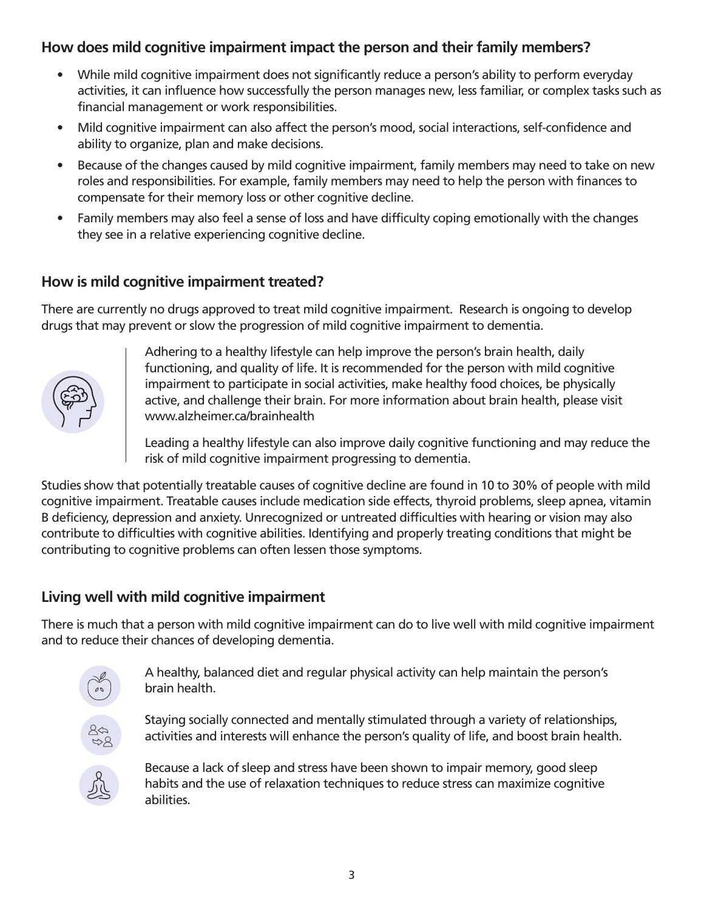## How does mild cognitive impairment impact the person and their family members?

- While mild cognitive impairment does not significantly reduce a person's ability to perform everyday activities, it can influence how successfully the person manages new, less familiar, or complex tasks such as financial management or work responsibilities.
- Mild cognitive impairment can also affect the person's mood, social interactions, self-confidence and ability to organize, plan and make decisions.
- Because of the changes caused by mild cognitive impairment, family members may need to take on new roles and responsibilities. For example, family members may need to help the person with finances to compensate for their memory loss or other cognitive decline.
- Family members may also feel a sense of loss and have difficulty coping emotionally with the changes they see in a relative experiencing cognitive decline.

## How is mild cognitive impairment treated?

There are currently no drugs approved to treat mild cognitive impairment. Research is ongoing to develop drugs that may prevent or slow the progression of mild cognitive impairment to dementia.

Adhering to a healthy lifestyle can help improve the person's brain health, daily functioning, and quality of life. It is recommended for the person with mild cognitive impairment to participate in social activities, make healthy food choices, be physically active, and challenge their brain. For more information about brain health, please visit www.alzheimer.ca/brainhealth

Leading a healthy lifestyle can also improve daily cognitive functioning and may reduce the risk of mild cognitive impairment progressing to dementia.

Studies show that potentially treatable causes of cognitive decline are found in 10 to 30% of people with mild cognitive impairment. Treatable causes include medication side effects, thyroid problems, sleep apnea, vitamin B deficiency, depression and anxiety. Unrecognized or untreated difficulties with hearing or vision may also contribute to difficulties with cognitive abilities. Identifying and properly treating conditions that might be contributing to cognitive problems can often lessen those symptoms.

## Living well with mild cognitive impairment

There is much that a person with mild cognitive impairment can do to live well with mild cognitive impairment and to reduce their chances of developing dementia.

A healthy, balanced diet and regular physical activity can help maintain the person's brain health.

Staying socially connected and mentally stimulated through a variety of relationships, activities and interests will enhance the person's quality of life, and boost brain health.

Because a lack of sleep and stress have been shown to impair memory, good sleep habits and the use of relaxation techniques to reduce stress can maximize cognitive abilities.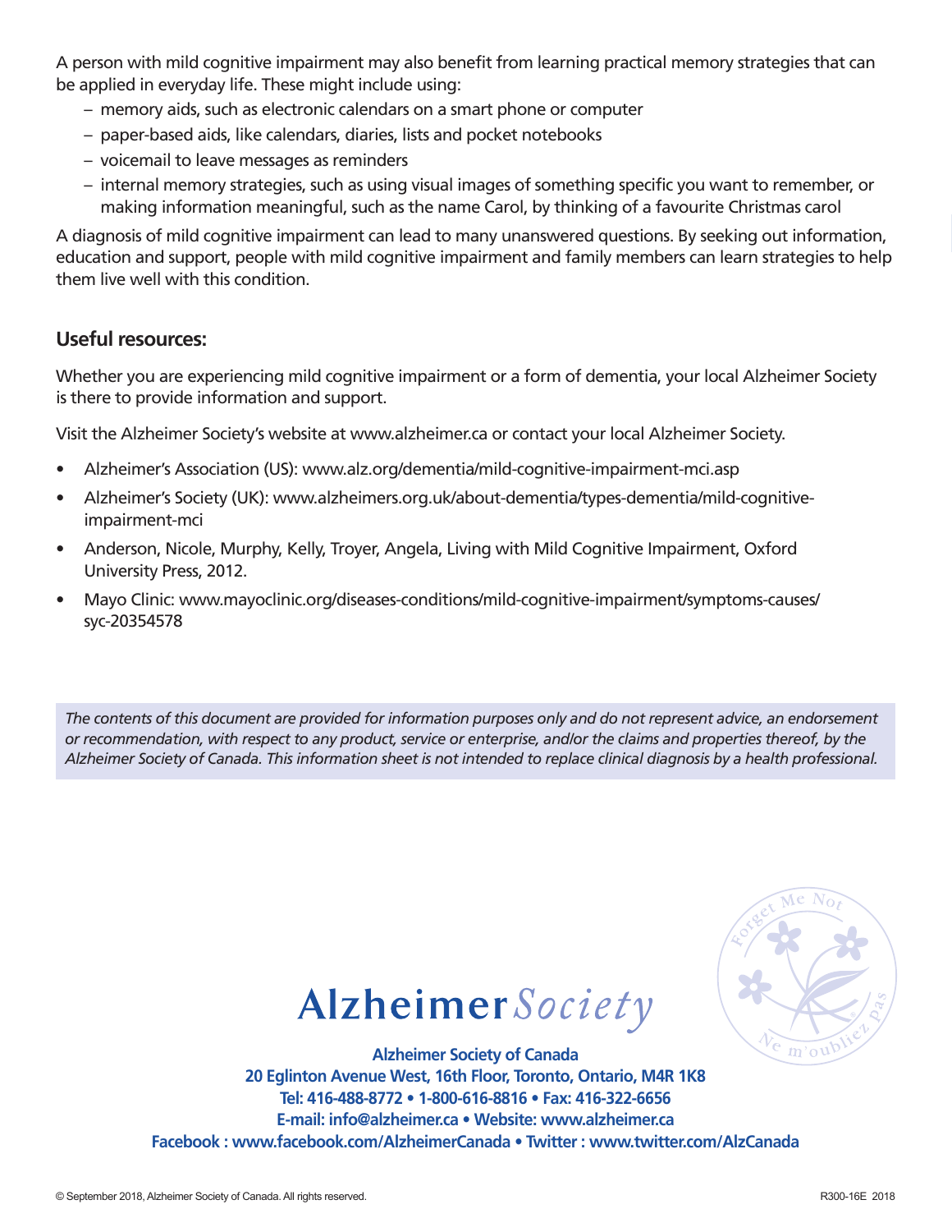A person with mild cognitive impairment may also benefit from learning practical memory strategies that can be applied in everyday life. These might include using:

- memory aids, such as electronic calendars on a smart phone or computer
- paper-based aids, like calendars, diaries, lists and pocket notebooks
- voicemail to leave messages as reminders
- internal memory strategies, such as using visual images of something specific you want to remember, or making information meaningful, such as the name Carol, by thinking of a favourite Christmas carol

A diagnosis of mild cognitive impairment can lead to many unanswered questions. By seeking out information, education and support, people with mild cognitive impairment and family members can learn strategies to help them live well with this condition.

## Useful resources:

Whether you are experiencing mild cognitive impairment or a form of dementia, your local Alzheimer Society is there to provide information and support.

Visit the Alzheimer Society's website at www.alzheimer.ca or contact your local Alzheimer Society.

- Alzheimer's Association (US): www.alz.org/dementia/mild-cognitive-impairment-mci.asp
- Alzheimer's Society (UK): www.alzheimers.org.uk/about-dementia/types-dementia/mild-cognitive-impairment-mci
- Anderson, Nicole, Murphy, Kelly, Troyer, Angela, Living with Mild Cognitive Impairment, Oxford University Press, 2012.
- Mayo Clinic: www.mayoclinic.org/diseases-conditions/mild-cognitive-impairment/symptoms-causes/syc-20354578

*The contents of this document are provided for information purposes only and do not represent advice, an endorsement or recommendation, with respect to any product, service or enterprise, and/or the claims and properties thereof, by the Alzheimer Society of Canada. This information sheet is not intended to replace clinical diagnosis by a health professional.*

Alzheimer Society

Forget Me Not — Ne m'oubliez pas

**Alzheimer Society of Canada**
**20 Eglinton Avenue West, 16th Floor, Toronto, Ontario, M4R 1K8**
**Tel: 416-488-8772 • 1-800-616-8816 • Fax: 416-322-6656**
**E-mail: info@alzheimer.ca • Website: www.alzheimer.ca**
**Facebook : www.facebook.com/AlzheimerCanada • Twitter : www.twitter.com/AlzCanada**

© September 2018, Alzheimer Society of Canada. All rights reserved.

R300-16E 2018